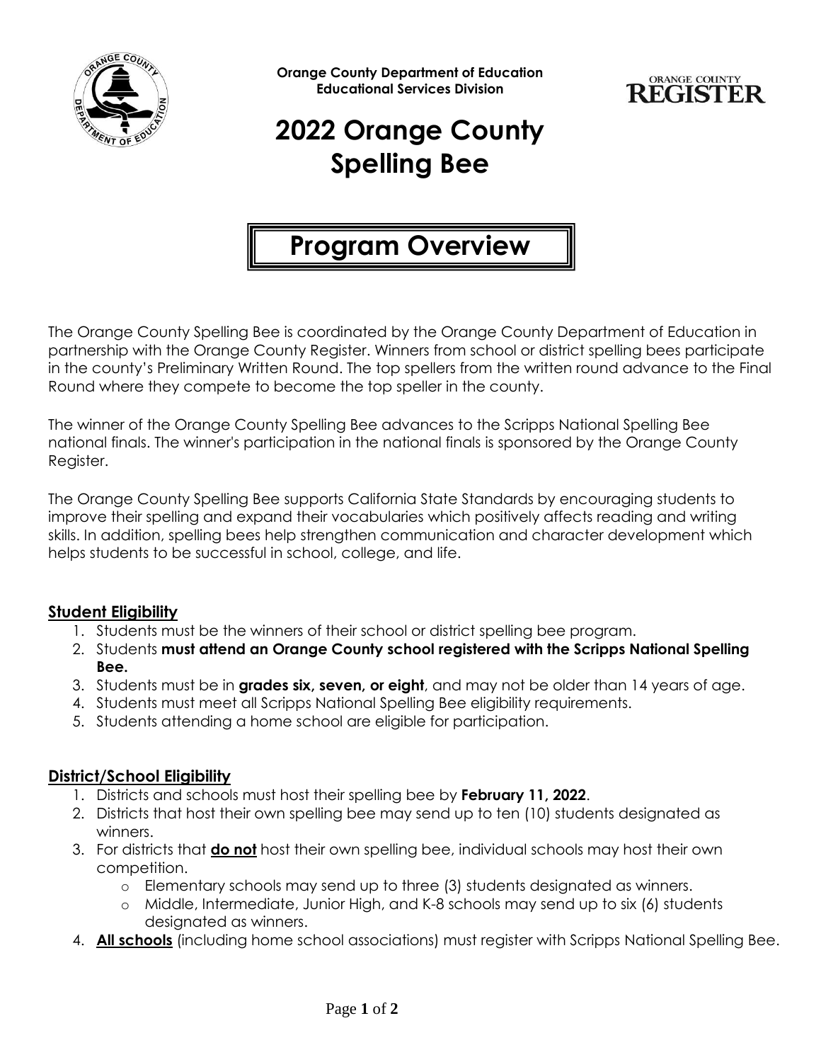**Orange County Department of Education**
**Educational Services Division**

ORANGE COUNTY REGISTER

# 2022 Orange County Spelling Bee

## Program Overview

The Orange County Spelling Bee is coordinated by the Orange County Department of Education in partnership with the Orange County Register. Winners from school or district spelling bees participate in the county's Preliminary Written Round. The top spellers from the written round advance to the Final Round where they compete to become the top speller in the county.

The winner of the Orange County Spelling Bee advances to the Scripps National Spelling Bee national finals. The winner's participation in the national finals is sponsored by the Orange County Register.

The Orange County Spelling Bee supports California State Standards by encouraging students to improve their spelling and expand their vocabularies which positively affects reading and writing skills. In addition, spelling bees help strengthen communication and character development which helps students to be successful in school, college, and life.

### Student Eligibility

1. Students must be the winners of their school or district spelling bee program.
2. Students **must attend an Orange County school registered with the Scripps National Spelling Bee.**
3. Students must be in **grades six, seven, or eight**, and may not be older than 14 years of age.
4. Students must meet all Scripps National Spelling Bee eligibility requirements.
5. Students attending a home school are eligible for participation.

### District/School Eligibility

1. Districts and schools must host their spelling bee by **February 11, 2022**.
2. Districts that host their own spelling bee may send up to ten (10) students designated as winners.
3. For districts that **do not** host their own spelling bee, individual schools may host their own competition.
   - Elementary schools may send up to three (3) students designated as winners.
   - Middle, Intermediate, Junior High, and K-8 schools may send up to six (6) students designated as winners.
4. **All schools** (including home school associations) must register with Scripps National Spelling Bee.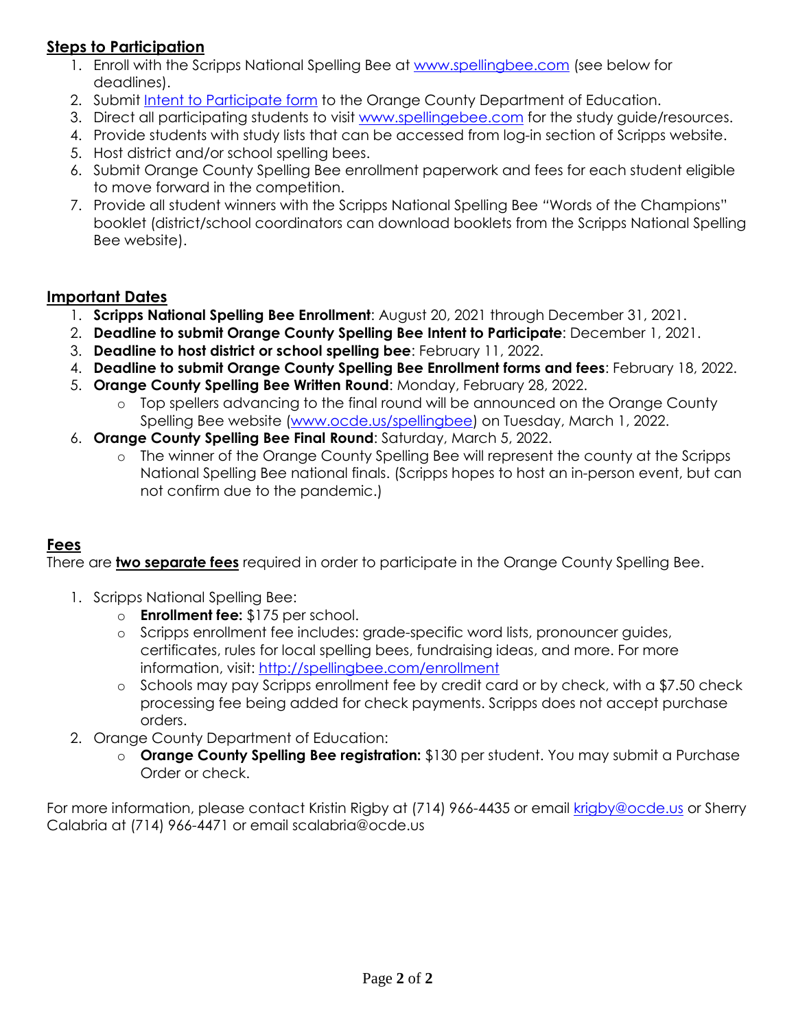## Steps to Participation

1. Enroll with the Scripps National Spelling Bee at www.spellingbee.com (see below for deadlines).
2. Submit Intent to Participate form to the Orange County Department of Education.
3. Direct all participating students to visit www.spellingebee.com for the study guide/resources.
4. Provide students with study lists that can be accessed from log-in section of Scripps website.
5. Host district and/or school spelling bees.
6. Submit Orange County Spelling Bee enrollment paperwork and fees for each student eligible to move forward in the competition.
7. Provide all student winners with the Scripps National Spelling Bee "Words of the Champions" booklet (district/school coordinators can download booklets from the Scripps National Spelling Bee website).

## Important Dates

1. **Scripps National Spelling Bee Enrollment**: August 20, 2021 through December 31, 2021.
2. **Deadline to submit Orange County Spelling Bee Intent to Participate**: December 1, 2021.
3. **Deadline to host district or school spelling bee**: February 11, 2022.
4. **Deadline to submit Orange County Spelling Bee Enrollment forms and fees**: February 18, 2022.
5. **Orange County Spelling Bee Written Round**: Monday, February 28, 2022.
   - Top spellers advancing to the final round will be announced on the Orange County Spelling Bee website (www.ocde.us/spellingbee) on Tuesday, March 1, 2022.
6. **Orange County Spelling Bee Final Round**: Saturday, March 5, 2022.
   - The winner of the Orange County Spelling Bee will represent the county at the Scripps National Spelling Bee national finals. (Scripps hopes to host an in-person event, but can not confirm due to the pandemic.)

## Fees

There are **two separate fees** required in order to participate in the Orange County Spelling Bee.

1. Scripps National Spelling Bee:
   - **Enrollment fee:** $175 per school.
   - Scripps enrollment fee includes: grade-specific word lists, pronouncer guides, certificates, rules for local spelling bees, fundraising ideas, and more. For more information, visit: http://spellingbee.com/enrollment
   - Schools may pay Scripps enrollment fee by credit card or by check, with a $7.50 check processing fee being added for check payments. Scripps does not accept purchase orders.
2. Orange County Department of Education:
   - **Orange County Spelling Bee registration:** $130 per student. You may submit a Purchase Order or check.

For more information, please contact Kristin Rigby at (714) 966-4435 or email krigby@ocde.us or Sherry Calabria at (714) 966-4471 or email scalabria@ocde.us